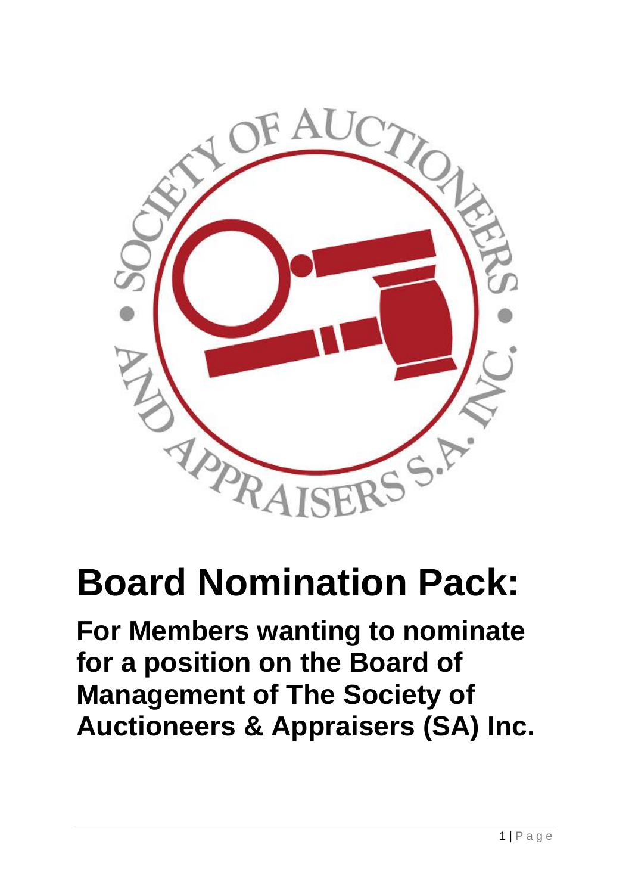# Board Nomination Pack:

## For Members wanting to nominate for a position on the Board of Management of The Society of Auctioneers & Appraisers (SA) Inc.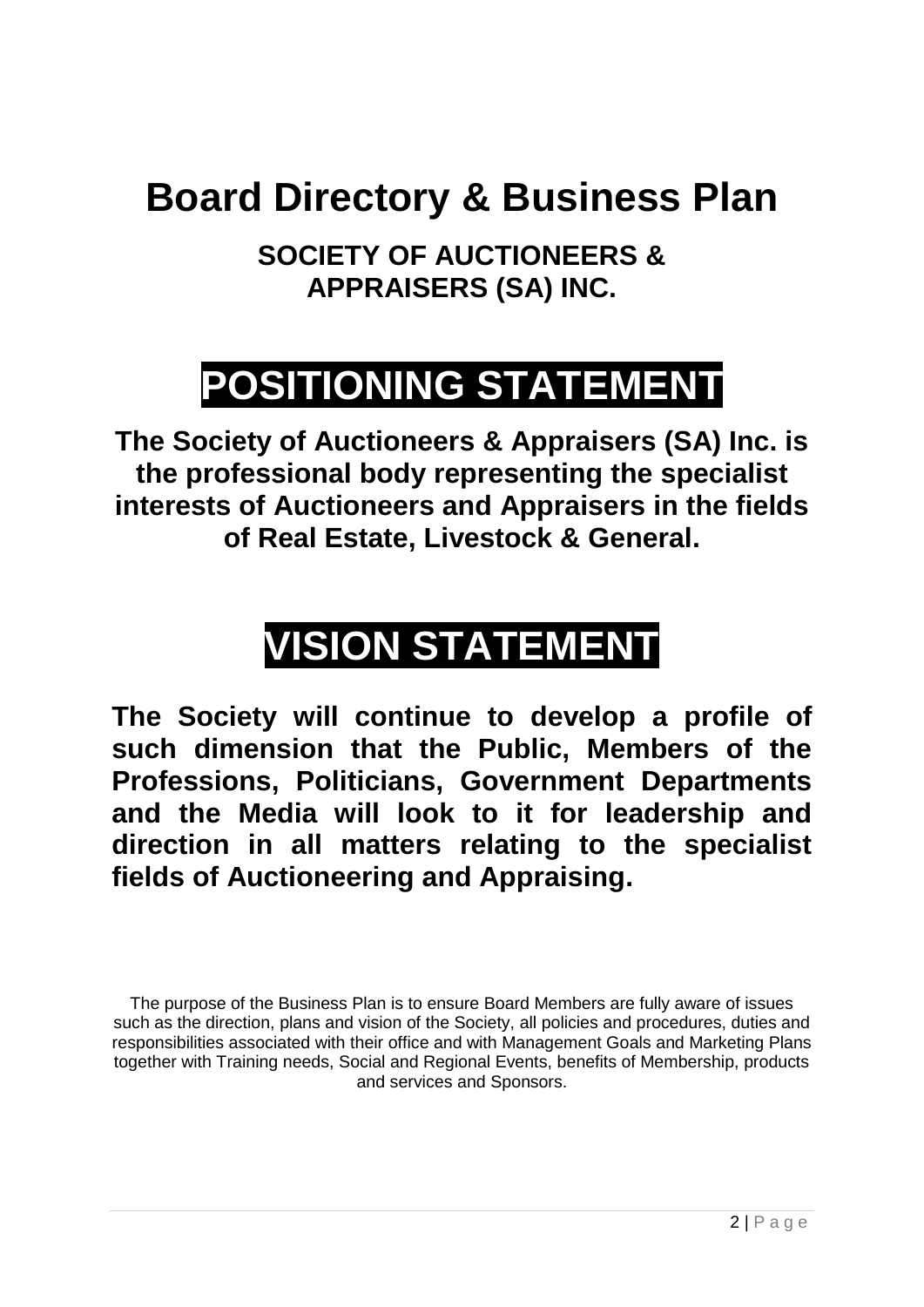# Board Directory & Business Plan

## SOCIETY OF AUCTIONEERS & APPRAISERS (SA) INC.

## POSITIONING STATEMENT

**The Society of Auctioneers & Appraisers (SA) Inc. is the professional body representing the specialist interests of Auctioneers and Appraisers in the fields of Real Estate, Livestock & General.**

## VISION STATEMENT

**The Society will continue to develop a profile of such dimension that the Public, Members of the Professions, Politicians, Government Departments and the Media will look to it for leadership and direction in all matters relating to the specialist fields of Auctioneering and Appraising.**

The purpose of the Business Plan is to ensure Board Members are fully aware of issues such as the direction, plans and vision of the Society, all policies and procedures, duties and responsibilities associated with their office and with Management Goals and Marketing Plans together with Training needs, Social and Regional Events, benefits of Membership, products and services and Sponsors.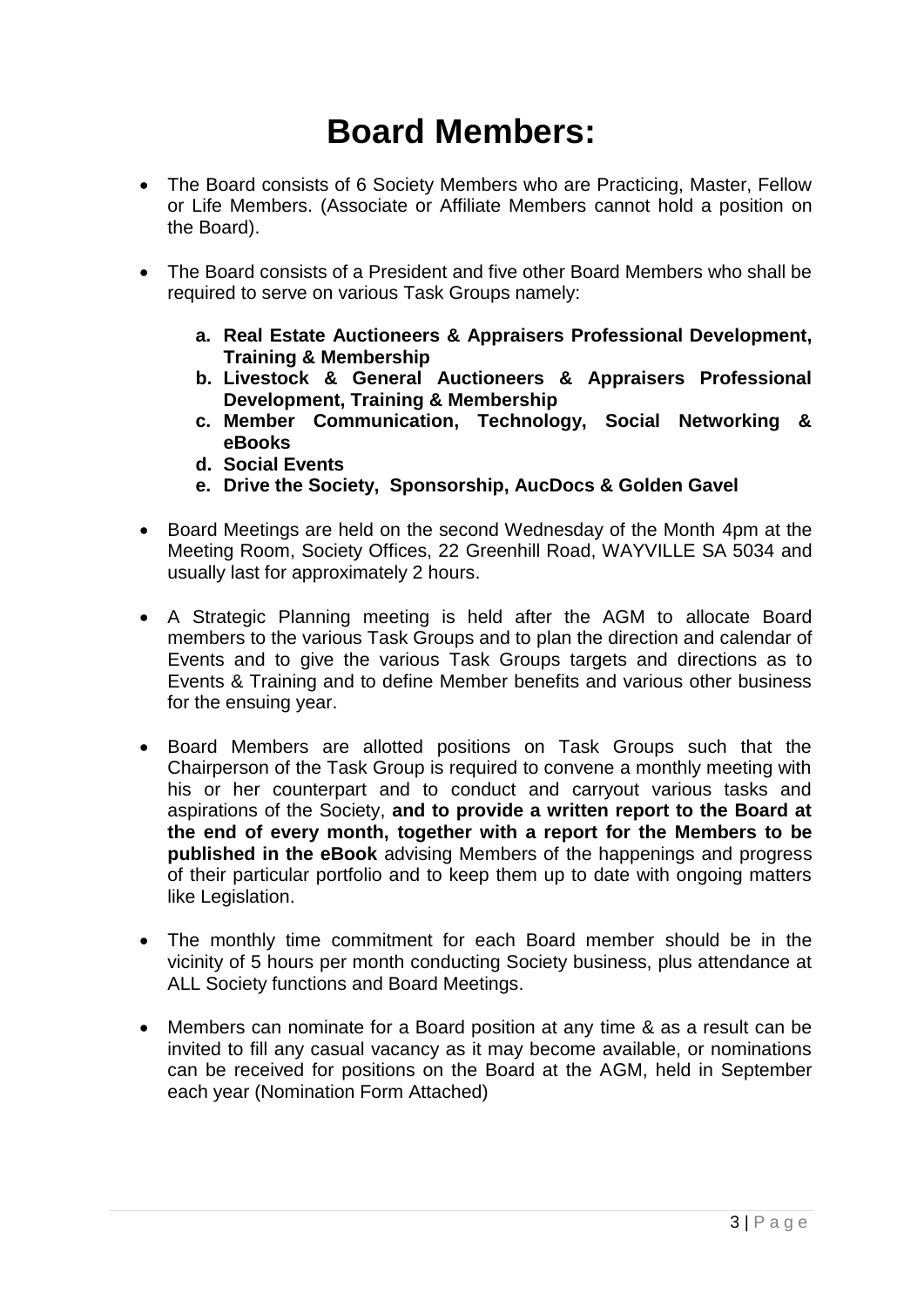# Board Members:

- The Board consists of 6 Society Members who are Practicing, Master, Fellow or Life Members. (Associate or Affiliate Members cannot hold a position on the Board).

- The Board consists of a President and five other Board Members who shall be required to serve on various Task Groups namely:

  a. **Real Estate Auctioneers & Appraisers Professional Development, Training & Membership**
  b. **Livestock & General Auctioneers & Appraisers Professional Development, Training & Membership**
  c. **Member Communication, Technology, Social Networking & eBooks**
  d. **Social Events**
  e. **Drive the Society, Sponsorship, AucDocs & Golden Gavel**

- Board Meetings are held on the second Wednesday of the Month 4pm at the Meeting Room, Society Offices, 22 Greenhill Road, WAYVILLE SA 5034 and usually last for approximately 2 hours.

- A Strategic Planning meeting is held after the AGM to allocate Board members to the various Task Groups and to plan the direction and calendar of Events and to give the various Task Groups targets and directions as to Events & Training and to define Member benefits and various other business for the ensuing year.

- Board Members are allotted positions on Task Groups such that the Chairperson of the Task Group is required to convene a monthly meeting with his or her counterpart and to conduct and carryout various tasks and aspirations of the Society, **and to provide a written report to the Board at the end of every month, together with a report for the Members to be published in the eBook** advising Members of the happenings and progress of their particular portfolio and to keep them up to date with ongoing matters like Legislation.

- The monthly time commitment for each Board member should be in the vicinity of 5 hours per month conducting Society business, plus attendance at ALL Society functions and Board Meetings.

- Members can nominate for a Board position at any time & as a result can be invited to fill any casual vacancy as it may become available, or nominations can be received for positions on the Board at the AGM, held in September each year (Nomination Form Attached)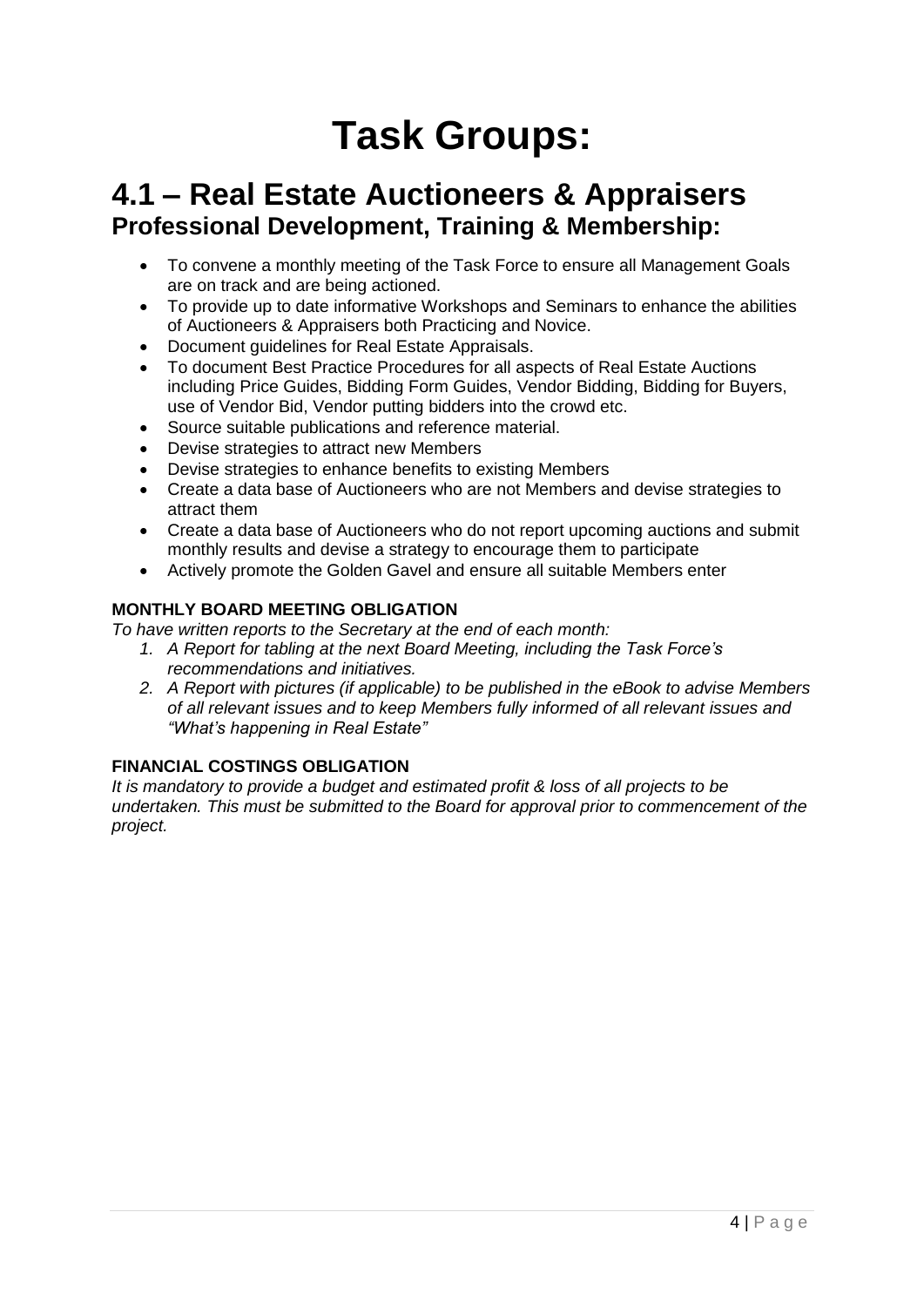# Task Groups:

## 4.1 – Real Estate Auctioneers & Appraisers

### Professional Development, Training & Membership:

- To convene a monthly meeting of the Task Force to ensure all Management Goals are on track and are being actioned.
- To provide up to date informative Workshops and Seminars to enhance the abilities of Auctioneers & Appraisers both Practicing and Novice.
- Document guidelines for Real Estate Appraisals.
- To document Best Practice Procedures for all aspects of Real Estate Auctions including Price Guides, Bidding Form Guides, Vendor Bidding, Bidding for Buyers, use of Vendor Bid, Vendor putting bidders into the crowd etc.
- Source suitable publications and reference material.
- Devise strategies to attract new Members
- Devise strategies to enhance benefits to existing Members
- Create a data base of Auctioneers who are not Members and devise strategies to attract them
- Create a data base of Auctioneers who do not report upcoming auctions and submit monthly results and devise a strategy to encourage them to participate
- Actively promote the Golden Gavel and ensure all suitable Members enter

**MONTHLY BOARD MEETING OBLIGATION**

*To have written reports to the Secretary at the end of each month:*

1. *A Report for tabling at the next Board Meeting, including the Task Force's recommendations and initiatives.*
2. *A Report with pictures (if applicable) to be published in the eBook to advise Members of all relevant issues and to keep Members fully informed of all relevant issues and "What's happening in Real Estate"*

**FINANCIAL COSTINGS OBLIGATION**

*It is mandatory to provide a budget and estimated profit & loss of all projects to be undertaken. This must be submitted to the Board for approval prior to commencement of the project.*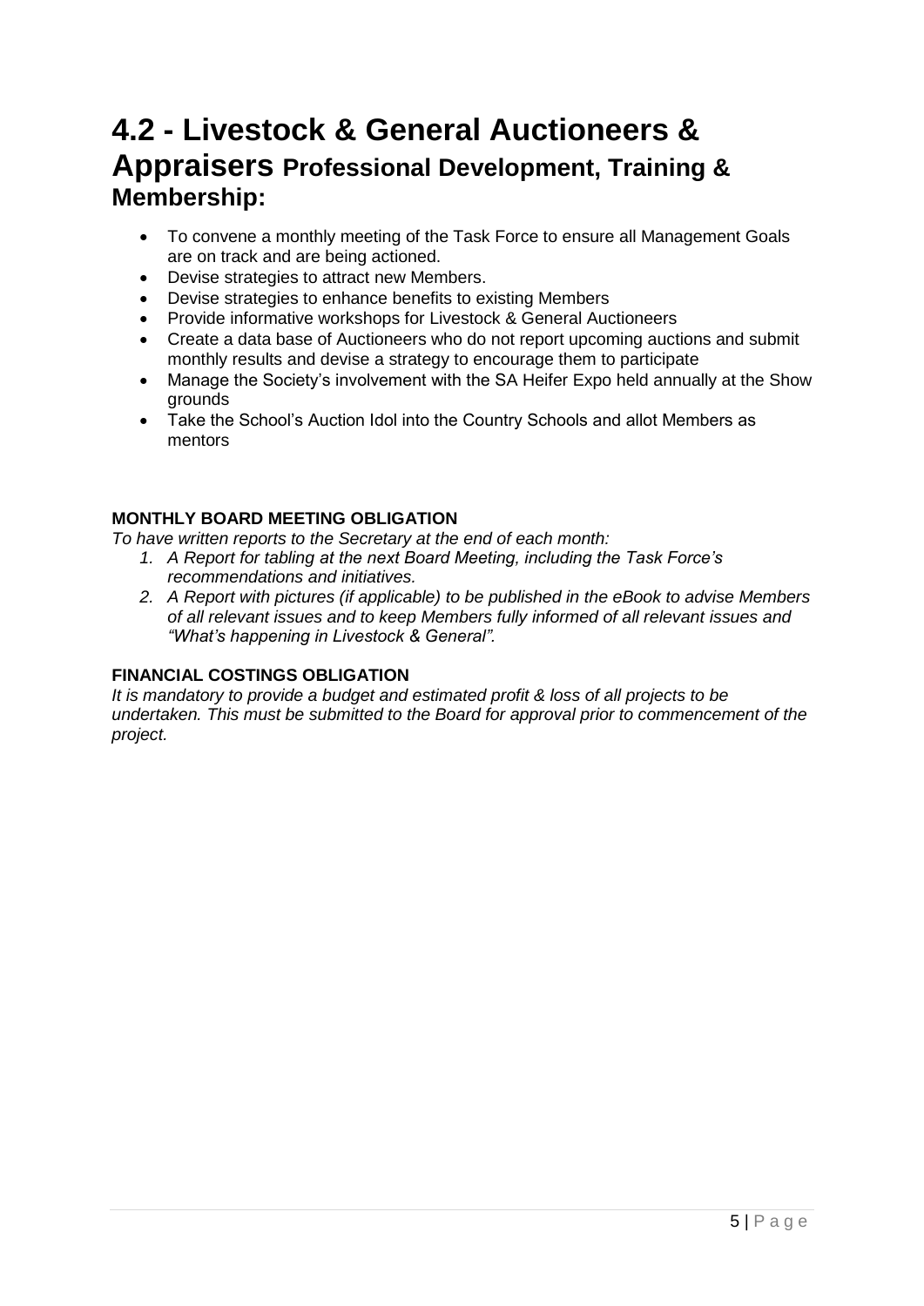# 4.2 - Livestock & General Auctioneers & Appraisers Professional Development, Training & Membership:

- To convene a monthly meeting of the Task Force to ensure all Management Goals are on track and are being actioned.
- Devise strategies to attract new Members.
- Devise strategies to enhance benefits to existing Members
- Provide informative workshops for Livestock & General Auctioneers
- Create a data base of Auctioneers who do not report upcoming auctions and submit monthly results and devise a strategy to encourage them to participate
- Manage the Society's involvement with the SA Heifer Expo held annually at the Show grounds
- Take the School's Auction Idol into the Country Schools and allot Members as mentors

**MONTHLY BOARD MEETING OBLIGATION**

*To have written reports to the Secretary at the end of each month:*

1. *A Report for tabling at the next Board Meeting, including the Task Force's recommendations and initiatives.*
2. *A Report with pictures (if applicable) to be published in the eBook to advise Members of all relevant issues and to keep Members fully informed of all relevant issues and "What's happening in Livestock & General".*

**FINANCIAL COSTINGS OBLIGATION**

*It is mandatory to provide a budget and estimated profit & loss of all projects to be undertaken. This must be submitted to the Board for approval prior to commencement of the project.*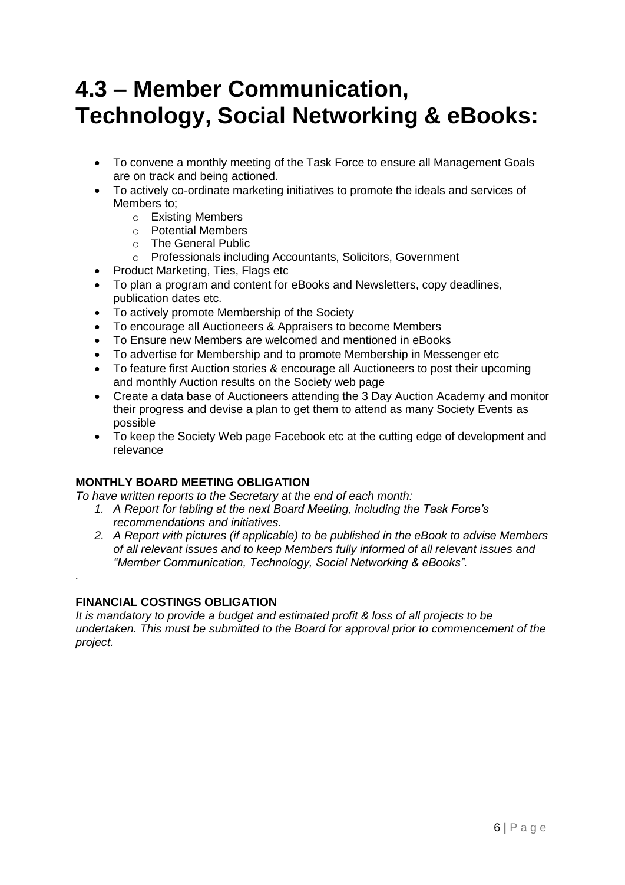# 4.3 – Member Communication, Technology, Social Networking & eBooks:

- To convene a monthly meeting of the Task Force to ensure all Management Goals are on track and being actioned.
- To actively co-ordinate marketing initiatives to promote the ideals and services of Members to;
  - Existing Members
  - Potential Members
  - The General Public
  - Professionals including Accountants, Solicitors, Government
- Product Marketing, Ties, Flags etc
- To plan a program and content for eBooks and Newsletters, copy deadlines, publication dates etc.
- To actively promote Membership of the Society
- To encourage all Auctioneers & Appraisers to become Members
- To Ensure new Members are welcomed and mentioned in eBooks
- To advertise for Membership and to promote Membership in Messenger etc
- To feature first Auction stories & encourage all Auctioneers to post their upcoming and monthly Auction results on the Society web page
- Create a data base of Auctioneers attending the 3 Day Auction Academy and monitor their progress and devise a plan to get them to attend as many Society Events as possible
- To keep the Society Web page Facebook etc at the cutting edge of development and relevance

**MONTHLY BOARD MEETING OBLIGATION**

*To have written reports to the Secretary at the end of each month:*

1. *A Report for tabling at the next Board Meeting, including the Task Force's recommendations and initiatives.*
2. *A Report with pictures (if applicable) to be published in the eBook to advise Members of all relevant issues and to keep Members fully informed of all relevant issues and "Member Communication, Technology, Social Networking & eBooks".*

.

**FINANCIAL COSTINGS OBLIGATION**

*It is mandatory to provide a budget and estimated profit & loss of all projects to be undertaken. This must be submitted to the Board for approval prior to commencement of the project.*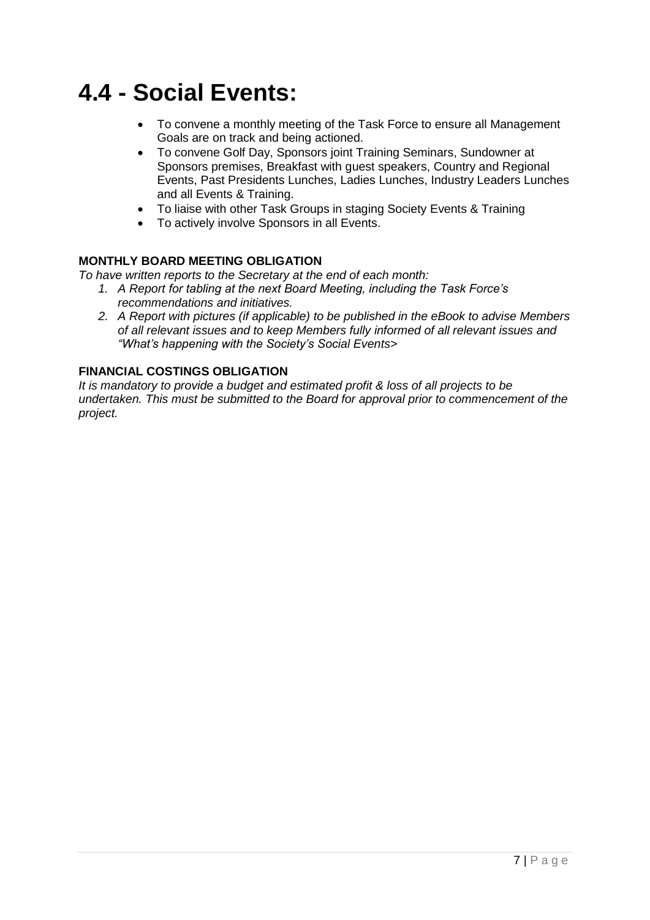# 4.4 - Social Events:

- To convene a monthly meeting of the Task Force to ensure all Management Goals are on track and being actioned.
- To convene Golf Day, Sponsors joint Training Seminars, Sundowner at Sponsors premises, Breakfast with guest speakers, Country and Regional Events, Past Presidents Lunches, Ladies Lunches, Industry Leaders Lunches and all Events & Training.
- To liaise with other Task Groups in staging Society Events & Training
- To actively involve Sponsors in all Events.

**MONTHLY BOARD MEETING OBLIGATION**

*To have written reports to the Secretary at the end of each month:*

1. *A Report for tabling at the next Board Meeting, including the Task Force's recommendations and initiatives.*
2. *A Report with pictures (if applicable) to be published in the eBook to advise Members of all relevant issues and to keep Members fully informed of all relevant issues and "What's happening with the Society's Social Events>*

**FINANCIAL COSTINGS OBLIGATION**

*It is mandatory to provide a budget and estimated profit & loss of all projects to be undertaken. This must be submitted to the Board for approval prior to commencement of the project.*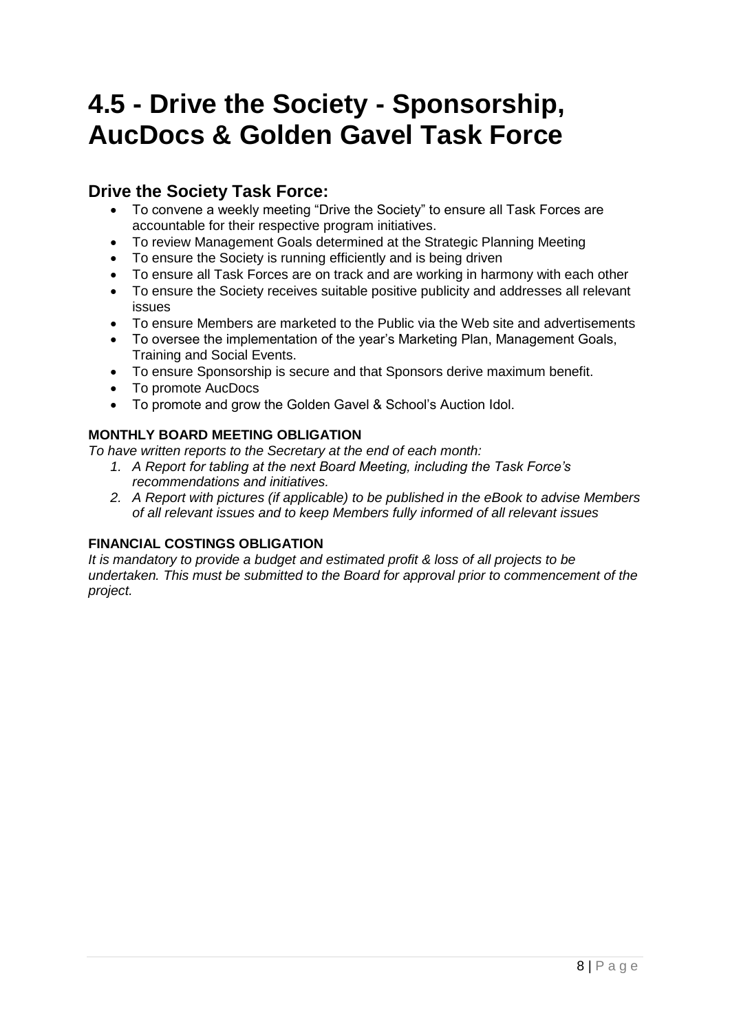# 4.5 - Drive the Society - Sponsorship, AucDocs & Golden Gavel Task Force

## Drive the Society Task Force:

- To convene a weekly meeting "Drive the Society" to ensure all Task Forces are accountable for their respective program initiatives.
- To review Management Goals determined at the Strategic Planning Meeting
- To ensure the Society is running efficiently and is being driven
- To ensure all Task Forces are on track and are working in harmony with each other
- To ensure the Society receives suitable positive publicity and addresses all relevant issues
- To ensure Members are marketed to the Public via the Web site and advertisements
- To oversee the implementation of the year's Marketing Plan, Management Goals, Training and Social Events.
- To ensure Sponsorship is secure and that Sponsors derive maximum benefit.
- To promote AucDocs
- To promote and grow the Golden Gavel & School's Auction Idol.

**MONTHLY BOARD MEETING OBLIGATION**

*To have written reports to the Secretary at the end of each month:*

1. *A Report for tabling at the next Board Meeting, including the Task Force's recommendations and initiatives.*
2. *A Report with pictures (if applicable) to be published in the eBook to advise Members of all relevant issues and to keep Members fully informed of all relevant issues*

**FINANCIAL COSTINGS OBLIGATION**

*It is mandatory to provide a budget and estimated profit & loss of all projects to be undertaken. This must be submitted to the Board for approval prior to commencement of the project.*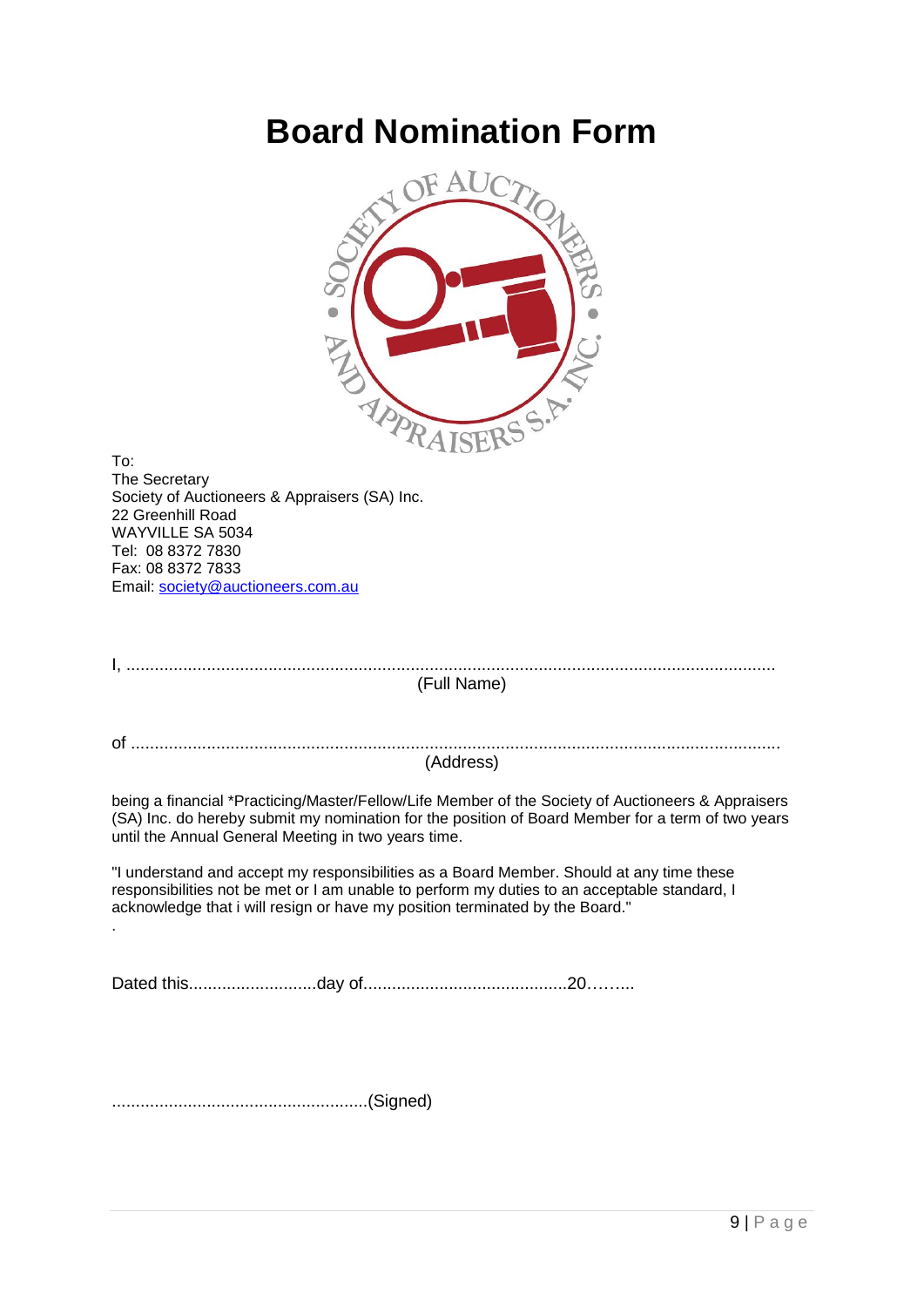# Board Nomination Form

To:
The Secretary
Society of Auctioneers & Appraisers (SA) Inc.
22 Greenhill Road
WAYVILLE SA 5034
Tel: 08 8372 7830
Fax: 08 8372 7833
Email: society@auctioneers.com.au

I, ........................................................................................................................................
(Full Name)

of ........................................................................................................................................
(Address)

being a financial *Practicing/Master/Fellow/Life Member of the Society of Auctioneers & Appraisers (SA) Inc. do hereby submit my nomination for the position of Board Member for a term of two years until the Annual General Meeting in two years time.

"I understand and accept my responsibilities as a Board Member. Should at any time these responsibilities not be met or I am unable to perform my duties to an acceptable standard, I acknowledge that i will resign or have my position terminated by the Board."

.

Dated this...........................day of...........................................20……...

......................................................(Signed)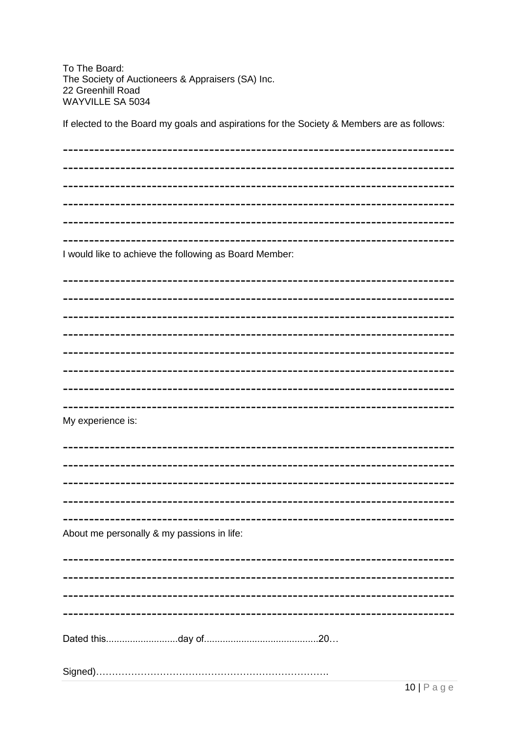To The Board:
The Society of Auctioneers & Appraisers (SA) Inc.
22 Greenhill Road
WAYVILLE SA 5034

If elected to the Board my goals and aspirations for the Society & Members are as follows:

---------------------------------------------------------------------------
---------------------------------------------------------------------------
---------------------------------------------------------------------------
---------------------------------------------------------------------------
---------------------------------------------------------------------------
---------------------------------------------------------------------------

I would like to achieve the following as Board Member:

---------------------------------------------------------------------------
---------------------------------------------------------------------------
---------------------------------------------------------------------------
---------------------------------------------------------------------------
---------------------------------------------------------------------------
---------------------------------------------------------------------------
---------------------------------------------------------------------------
---------------------------------------------------------------------------

My experience is:

---------------------------------------------------------------------------
---------------------------------------------------------------------------
---------------------------------------------------------------------------
---------------------------------------------------------------------------
---------------------------------------------------------------------------

About me personally & my passions in life:

---------------------------------------------------------------------------
---------------------------------------------------------------------------
---------------------------------------------------------------------------
---------------------------------------------------------------------------

Dated this...........................day of...........................................20…

Signed)…………………………………………………………………